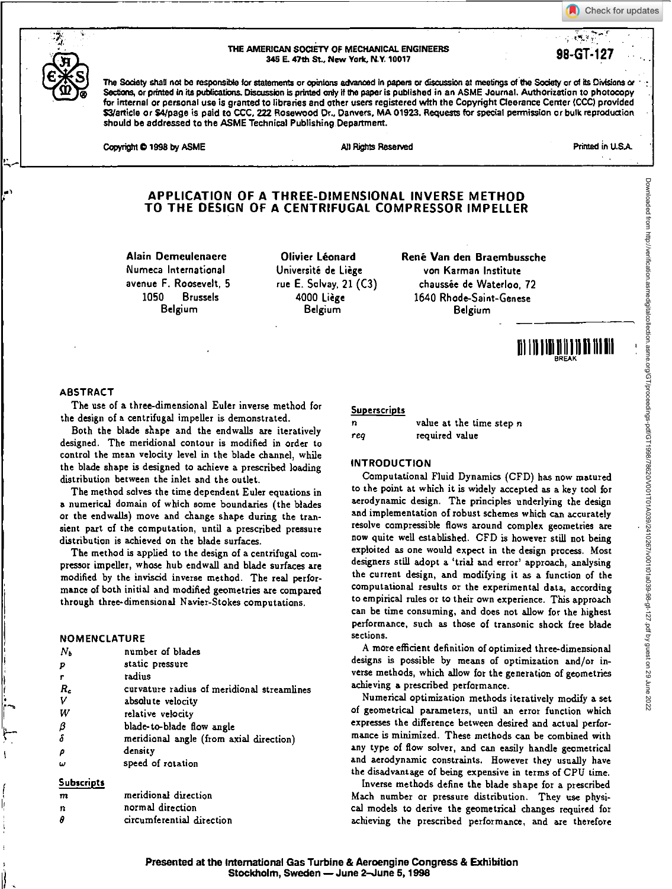THE AMERICAN SOCIETY OF MECHANICAL ENGINEERS
345 E. 47th St., New York, N.Y. 10017

98-GT-127

The Society shall not be responsible for statements or opinions advanced in papers or discussion at meetings of the Society or of its Divisions or Sections, or printed in its publications. Discussion is printed only if the paper is published in an ASME Journal. Authorization to photocopy for internal or personal use is granted to libraries and other users registered with the Copyright Clearance Center (CCC) provided $3/article or $4/page is paid to CCC, 222 Rosewood Dr., Danvers, MA 01923. Requests for special permission or bulk reproduction should be addressed to the ASME Technical Publishing Department.

Copyright © 1998 by ASME — All Rights Reserved — Printed in U.S.A.

# APPLICATION OF A THREE-DIMENSIONAL INVERSE METHOD TO THE DESIGN OF A CENTRIFUGAL COMPRESSOR IMPELLER

**Alain Demeulenaere**
Numeca International
avenue F. Roosevelt, 5
1050 Brussels
Belgium

**Olivier Léonard**
Université de Liège
rue E. Solvay, 21 (C3)
4000 Liège
Belgium

**René Van den Braembussche**
von Karman Institute
chaussée de Waterloo, 72
1640 Rhode-Saint-Genese
Belgium

## ABSTRACT

The use of a three-dimensional Euler inverse method for the design of a centrifugal impeller is demonstrated.

Both the blade shape and the endwalls are iteratively designed. The meridional contour is modified in order to control the mean velocity level in the blade channel, while the blade shape is designed to achieve a prescribed loading distribution between the inlet and the outlet.

The method solves the time dependent Euler equations in a numerical domain of which some boundaries (the blades or the endwalls) move and change shape during the transient part of the computation, until a prescribed pressure distribution is achieved on the blade surfaces.

The method is applied to the design of a centrifugal compressor impeller, whose hub endwall and blade surfaces are modified by the inviscid inverse method. The real performance of both initial and modified geometries are compared through three-dimensional Navier-Stokes computations.

## NOMENCLATURE

| | |
|---|---|
| $N_b$ | number of blades |
| $p$ | static pressure |
| $r$ | radius |
| $R_c$ | curvature radius of meridional streamlines |
| $V$ | absolute velocity |
| $W$ | relative velocity |
| $\beta$ | blade-to-blade flow angle |
| $\delta$ | meridional angle (from axial direction) |
| $\rho$ | density |
| $\omega$ | speed of rotation |

### Subscripts

| | |
|---|---|
| $m$ | meridional direction |
| $n$ | normal direction |
| $\theta$ | circumferential direction |

### Superscripts

| | |
|---|---|
| $n$ | value at the time step $n$ |
| $req$ | required value |

## INTRODUCTION

Computational Fluid Dynamics (CFD) has now matured to the point at which it is widely accepted as a key tool for aerodynamic design. The principles underlying the design and implementation of robust schemes which can accurately resolve compressible flows around complex geometries are now quite well established. CFD is however still not being exploited as one would expect in the design process. Most designers still adopt a 'trial and error' approach, analysing the current design, and modifying it as a function of the computational results or the experimental data, according to empirical rules or to their own experience. This approach can be time consuming, and does not allow for the highest performance, such as those of transonic shock free blade sections.

A more efficient definition of optimized three-dimensional designs is possible by means of optimization and/or inverse methods, which allow for the generation of geometries achieving a prescribed performance.

Numerical optimization methods iteratively modify a set of geometrical parameters, until an error function which expresses the difference between desired and actual performance is minimized. These methods can be combined with any type of flow solver, and can easily handle geometrical and aerodynamic constraints. However they usually have the disadvantage of being expensive in terms of CPU time.

Inverse methods define the blade shape for a prescribed Mach number or pressure distribution. They use physical models to derive the geometrical changes required for achieving the prescribed performance, and are therefore

Presented at the International Gas Turbine & Aeroengine Congress & Exhibition
Stockholm, Sweden — June 2–June 5, 1998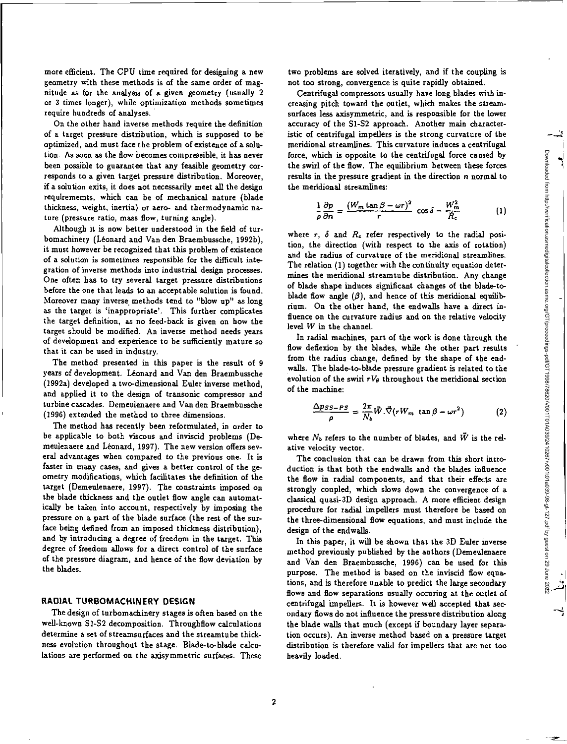more efficient. The CPU time required for designing a new geometry with these methods is of the same order of magnitude as for the analysis of a given geometry (usually 2 or 3 times longer), while optimization methods sometimes require hundreds of analyses.

On the other hand inverse methods require the definition of a target pressure distribution, which is supposed to be optimized, and must face the problem of existence of a solution. As soon as the flow becomes compressible, it has never been possible to guarantee that any feasible geometry corresponds to a given target pressure distribution. Moreover, if a solution exits, it does not necessarily meet all the design requirememts, which can be of mechanical nature (blade thickness, weight, inertia) or aero- and thermodynamic nature (pressure ratio, mass flow, turning angle).

Although it is now better understood in the field of turbomachinery (Léonard and Van den Braembussche, 1992b), it must however be recognized that this problem of existence of a solution is sometimes responsible for the difficult integration of inverse methods into industrial design processes. One often has to try several target pressure distributions before the one that leads to an acceptable solution is found. Moreover many inverse methods tend to "blow up" as long as the target is 'inappropriate'. This further complicates the target definition, as no feed-back is given on how the target should be modified. An inverse method needs years of development and experience to be sufficiently mature so that it can be used in industry.

The method presented in this paper is the result of 9 years of development. Léonard and Van den Braembussche (1992a) developed a two-dimensional Euler inverse method, and applied it to the design of transonic compressor and turbine cascades. Demeulenaere and Van den Braembussche (1996) extended the method to three dimensions.

The method has recently been reformulated, in order to be applicable to both viscous and inviscid problems (Demeulenaere and Léonard, 1997). The new version offers several advantages when compared to the previous one. It is faster in many cases, and gives a better control of the geometry modifications, which facilitates the definition of the target (Demeulenaere, 1997). The constraints imposed on the blade thickness and the outlet flow angle can automatically be taken into account, respectively by imposing the pressure on a part of the blade surface (the rest of the surface being defined from an imposed thickness distribution), and by introducing a degree of freedom in the target. This degree of freedom allows for a direct control of the surface of the pressure diagram, and hence of the flow deviation by the blades.

## RADIAL TURBOMACHINERY DESIGN

The design of turbomachinery stages is often based on the well-known S1-S2 decomposition. Throughflow calculations determine a set of streamsurfaces and the streamtube thickness evolution throughout the stage. Blade-to-blade calculations are performed on the axisymmetric surfaces. These two problems are solved iteratively, and if the coupling is not too strong, convergence is quite rapidly obtained.

Centrifugal compressors usually have long blades with increasing pitch toward the outlet, which makes the streamsurfaces less axisymmetric, and is responsible for the lower accuracy of the S1-S2 approach. Another main characteristic of centrifugal impellers is the strong curvature of the meridional streamlines. This curvature induces a centrifugal force, which is opposite to the centrifugal force caused by the swirl of the flow. The equilibrium between these forces results in the pressure gradient in the direction $n$ normal to the meridional streamlines:

$$\frac{1}{\rho}\frac{\partial p}{\partial n} = \frac{(W_m \tan\beta - \omega r)^2}{r}\cos\delta - \frac{W_m^2}{R_c} \tag{1}$$

where $r$, $\delta$ and $R_c$ refer respectively to the radial position, the direction (with respect to the axis of rotation) and the radius of curvature of the meridional streamlines. The relation (1) together with the continuity equation determines the meridional streamtube distribution. Any change of blade shape induces significant changes of the blade-to-blade flow angle ($\beta$), and hence of this meridional equilibrium. On the other hand, the endwalls have a direct influence on the curvature radius and on the relative velocity level $W$ in the channel.

In radial machines, part of the work is done through the flow deflexion by the blades, while the other part results from the radius change, defined by the shape of the endwalls. The blade-to-blade pressure gradient is related to the evolution of the swirl $rV_\theta$ throughout the meridional section of the machine:

$$\frac{\Delta p_{SS-PS}}{\rho} = \frac{2\pi}{N_b}\vec{W}.\vec{\nabla}(rW_m\tan\beta - \omega r^2) \tag{2}$$

where $N_b$ refers to the number of blades, and $\vec{W}$ is the relative velocity vector.

The conclusion that can be drawn from this short introduction is that both the endwalls and the blades influence the flow in radial components, and that their effects are strongly coupled, which slows down the convergence of a classical quasi-3D design approach. A more efficient design procedure for radial impellers must therefore be based on the three-dimensional flow equations, and must include the design of the endwalls.

In this paper, it will be shown that the 3D Euler inverse method previously published by the authors (Demeulenaere and Van den Braembussche, 1996) can be used for this purpose. The method is based on the inviscid flow equations, and is therefore unable to predict the large secondary flows and flow separations usually occuring at the outlet of centrifugal impellers. It is however well accepted that secondary flows do not influence the pressure distribution along the blade walls that much (except if boundary layer separation occurs). An inverse method based on a pressure target distribution is therefore valid for impellers that are not too heavily loaded.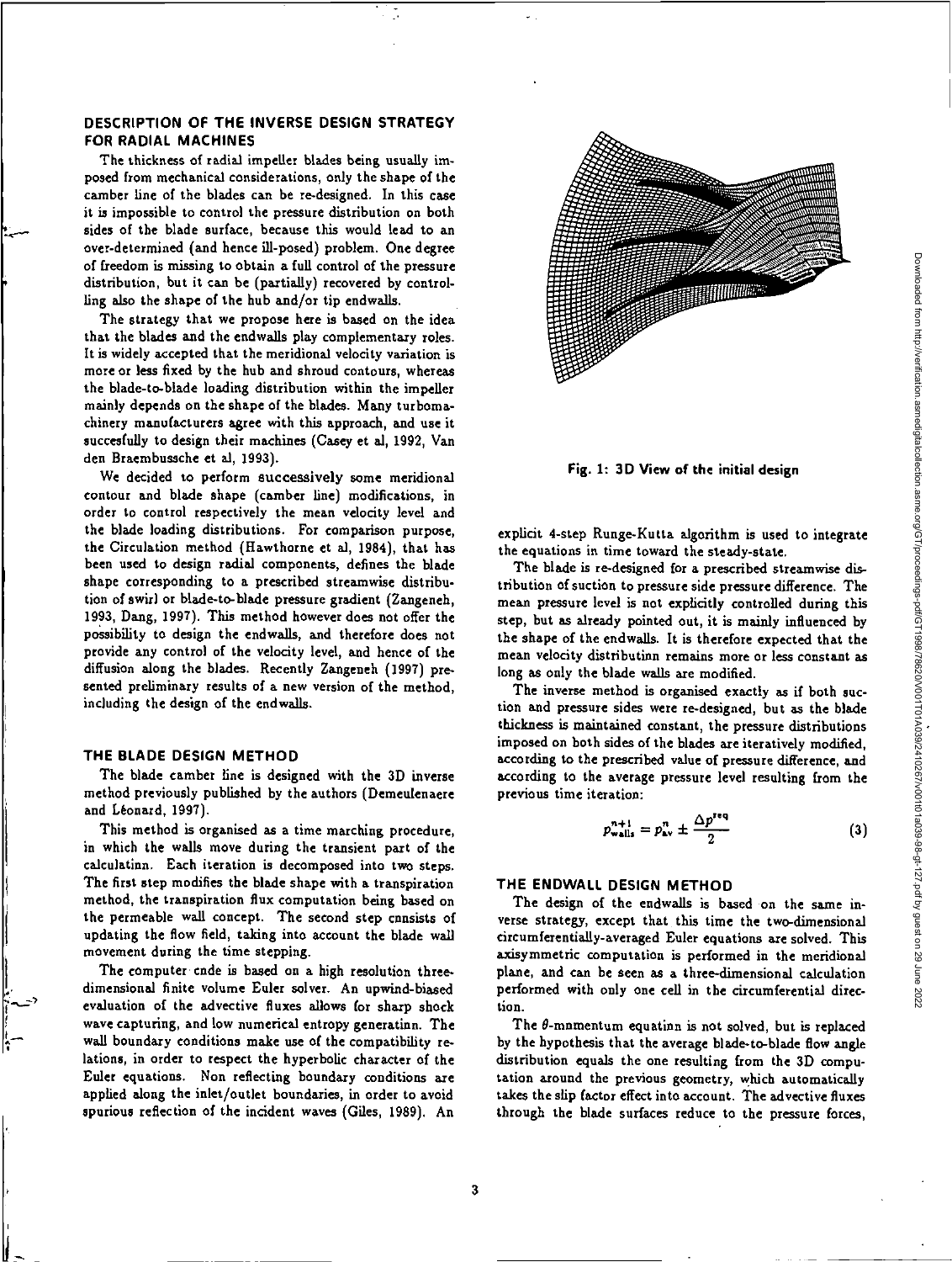## DESCRIPTION OF THE INVERSE DESIGN STRATEGY FOR RADIAL MACHINES

The thickness of radial impeller blades being usually imposed from mechanical considerations, only the shape of the camber line of the blades can be re-designed. In this case it is impossible to control the pressure distribution on both sides of the blade surface, because this would lead to an over-determined (and hence ill-posed) problem. One degree of freedom is missing to obtain a full control of the pressure distribution, but it can be (partially) recovered by controlling also the shape of the hub and/or tip endwalls.

The strategy that we propose here is based on the idea that the blades and the endwalls play complementary roles. It is widely accepted that the meridional velocity variation is more or less fixed by the hub and shroud contours, whereas the blade-to-blade loading distribution within the impeller mainly depends on the shape of the blades. Many turbomachinery manufacturers agree with this approach, and use it succesfully to design their machines (Casey et al, 1992, Van den Braembussche et al, 1993).

We decided to perform successively some meridional contour and blade shape (camber line) modifications, in order to control respectively the mean velocity level and the blade loading distributions. For comparison purpose, the Circulation method (Hawthorne et al, 1984), that has been used to design radial components, defines the blade shape corresponding to a prescribed streamwise distribution of swirl or blade-to-blade pressure gradient (Zangeneh, 1993, Dang, 1997). This method however does not offer the possibility to design the endwalls, and therefore does not provide any control of the velocity level, and hence of the diffusion along the blades. Recently Zangeneh (1997) presented preliminary results of a new version of the method, including the design of the endwalls.

## THE BLADE DESIGN METHOD

The blade camber line is designed with the 3D inverse method previously published by the authors (Demeulenaere and Léonard, 1997).

This method is organised as a time marching procedure, in which the walls move during the transient part of the calculation. Each iteration is decomposed into two steps. The first step modifies the blade shape with a transpiration method, the transpiration flux computation being based on the permeable wall concept. The second step consists of updating the flow field, taking into account the blade wall movement during the time stepping.

The computer code is based on a high resolution three-dimensional finite volume Euler solver. An upwind-biased evaluation of the advective fluxes allows for sharp shock wave capturing, and low numerical entropy generation. The wall boundary conditions make use of the compatibility relations, in order to respect the hyperbolic character of the Euler equations. Non reflecting boundary conditions are applied along the inlet/outlet boundaries, in order to avoid spurious reflection of the incident waves (Giles, 1989). An explicit 4-step Runge-Kutta algorithm is used to integrate the equations in time toward the steady-state.

Fig. 1: 3D View of the initial design

The blade is re-designed for a prescribed streamwise distribution of suction to pressure side pressure difference. The mean pressure level is not explicitly controlled during this step, but as already pointed out, it is mainly influenced by the shape of the endwalls. It is therefore expected that the mean velocity distribution remains more or less constant as long as only the blade walls are modified.

The inverse method is organised exactly as if both suction and pressure sides were re-designed, but as the blade thickness is maintained constant, the pressure distributions imposed on both sides of the blades are iteratively modified, according to the prescribed value of pressure difference, and according to the average pressure level resulting from the previous time iteration:

$$p_{walls}^{n+1} = p_{av}^{n} \pm \frac{\Delta p^{req}}{2} \tag{3}$$

## THE ENDWALL DESIGN METHOD

The design of the endwalls is based on the same inverse strategy, except that this time the two-dimensional circumferentially-averaged Euler equations are solved. This axisymmetric computation is performed in the meridional plane, and can be seen as a three-dimensional calculation performed with only one cell in the circumferential direction.

The $\theta$-momentum equation is not solved, but is replaced by the hypothesis that the average blade-to-blade flow angle distribution equals the one resulting from the 3D computation around the previous geometry, which automatically takes the slip factor effect into account. The advective fluxes through the blade surfaces reduce to the pressure forces,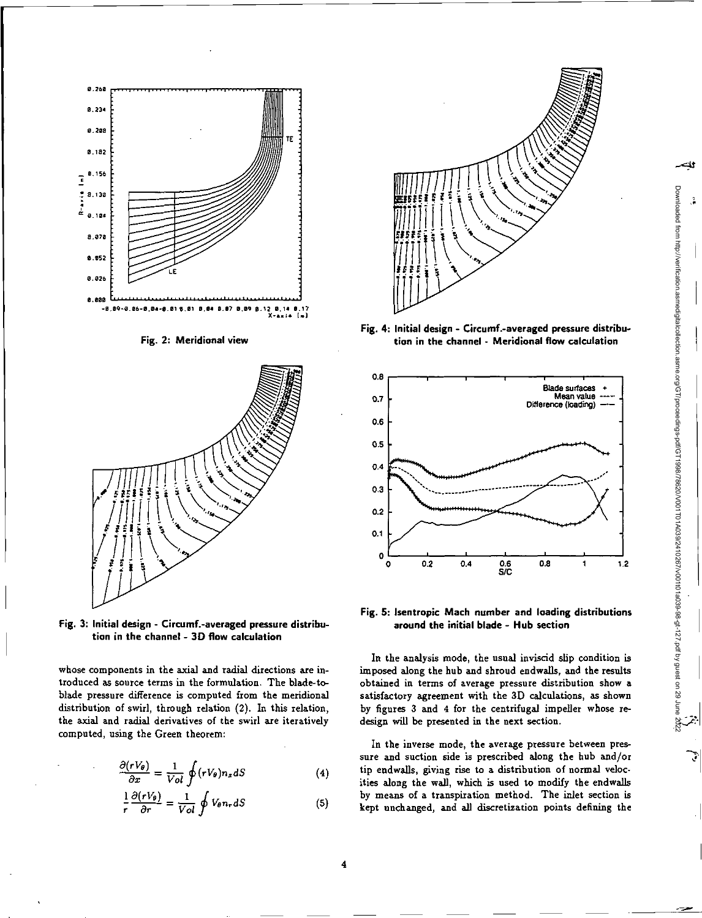Fig. 2: Meridional view

Fig. 3: Initial design - Circumf.-averaged pressure distribution in the channel - 3D flow calculation

Fig. 4: Initial design - Circumf.-averaged pressure distribution in the channel - Meridional flow calculation

Fig. 5: Isentropic Mach number and loading distributions around the initial blade - Hub section

whose components in the axial and radial directions are introduced as source terms in the formulation. The blade-to-blade pressure difference is computed from the meridional distribution of swirl, through relation (2). In this relation, the axial and radial derivatives of the swirl are iteratively computed, using the Green theorem:

$$\frac{\partial(rV_\theta)}{\partial x} = \frac{1}{Vol}\oint(rV_\theta)n_x dS \qquad (4)$$

$$\frac{1}{r}\frac{\partial(rV_\theta)}{\partial r} = \frac{1}{Vol}\oint V_\theta n_r dS \qquad (5)$$

In the analysis mode, the usual inviscid slip condition is imposed along the hub and shroud endwalls, and the results obtained in terms of average pressure distribution show a satisfactory agreement with the 3D calculations, as shown by figures 3 and 4 for the centrifugal impeller whose redesign will be presented in the next section.

In the inverse mode, the average pressure between pressure and suction side is prescribed along the hub and/or tip endwalls, giving rise to a distribution of normal velocities along the wall, which is used to modify the endwalls by means of a transpiration method. The inlet section is kept unchanged, and all discretization points defining the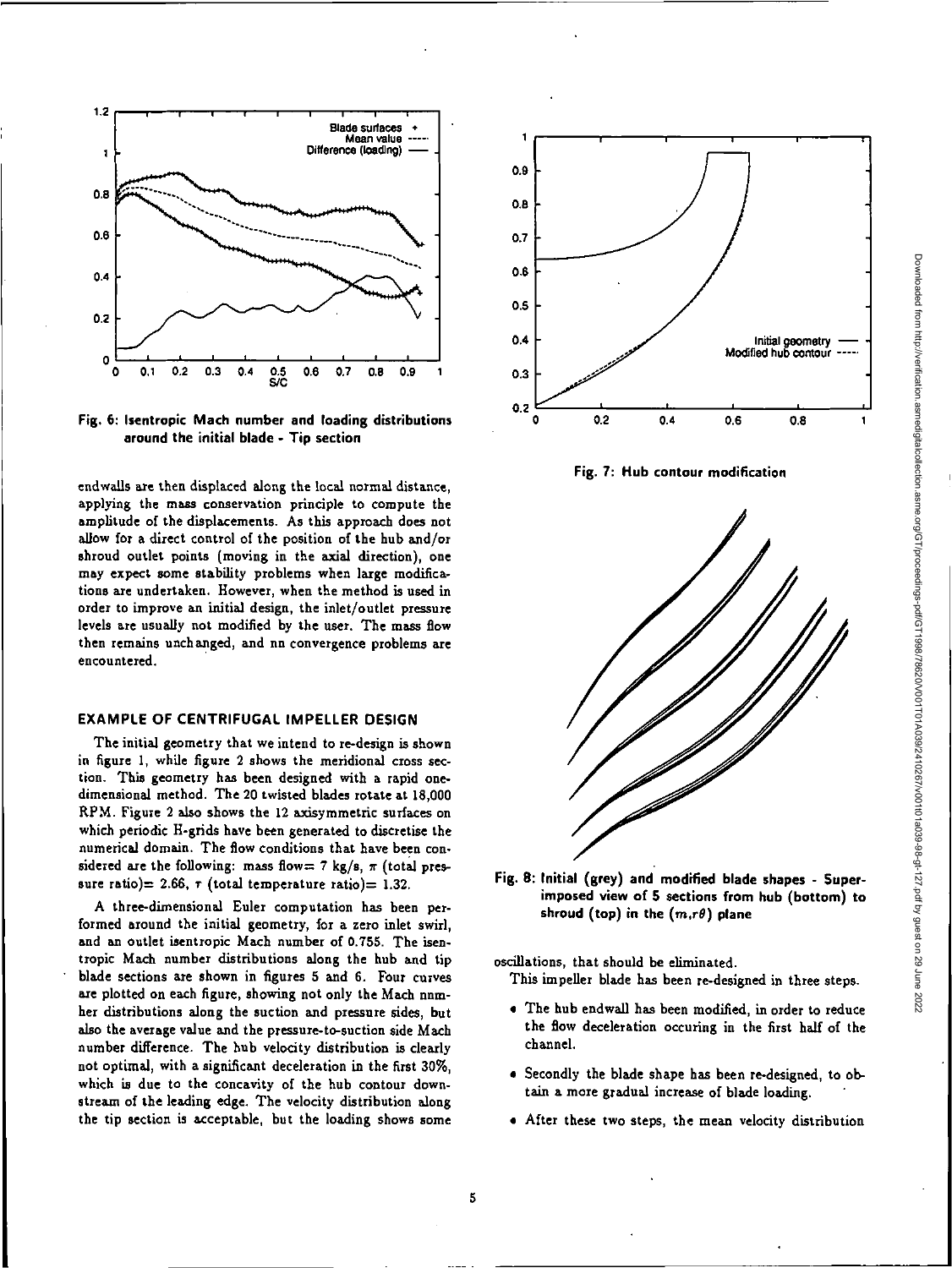Fig. 6: Isentropic Mach number and loading distributions around the initial blade - Tip section

endwalls are then displaced along the local normal distance, applying the mass conservation principle to compute the amplitude of the displacements. As this approach does not allow for a direct control of the position of the hub and/or shroud outlet points (moving in the axial direction), one may expect some stability problems when large modifications are undertaken. However, when the method is used in order to improve an initial design, the inlet/outlet pressure levels are usually not modified by the user. The mass flow then remains unchanged, and no convergence problems are encountered.

## EXAMPLE OF CENTRIFUGAL IMPELLER DESIGN

The initial geometry that we intend to re-design is shown in figure 1, while figure 2 shows the meridional cross section. This geometry has been designed with a rapid one-dimensional method. The 20 twisted blades rotate at 18,000 RPM. Figure 2 also shows the 12 axisymmetric surfaces on which periodic H-grids have been generated to discretise the numerical domain. The flow conditions that have been considered are the following: mass flow= 7 kg/s, $\pi$ (total pressure ratio)= 2.66, $\tau$ (total temperature ratio)= 1.32.

A three-dimensional Euler computation has been performed around the initial geometry, for a zero inlet swirl, and an outlet isentropic Mach number of 0.755. The isentropic Mach number distributions along the hub and tip blade sections are shown in figures 5 and 6. Four curves are plotted on each figure, showing not only the Mach number distributions along the suction and pressure sides, but also the average value and the pressure-to-suction side Mach number difference. The hub velocity distribution is clearly not optimal, with a significant deceleration in the first 30%, which is due to the concavity of the hub contour downstream of the leading edge. The velocity distribution along the tip section is acceptable, but the loading shows some oscillations, that should be eliminated.

Fig. 7: Hub contour modification

Fig. 8: Initial (grey) and modified blade shapes - Superimposed view of 5 sections from hub (bottom) to shroud (top) in the $(m, r\theta)$ plane

This impeller blade has been re-designed in three steps.

- The hub endwall has been modified, in order to reduce the flow deceleration occuring in the first half of the channel.
- Secondly the blade shape has been re-designed, to obtain a more gradual increase of blade loading.
- After these two steps, the mean velocity distribution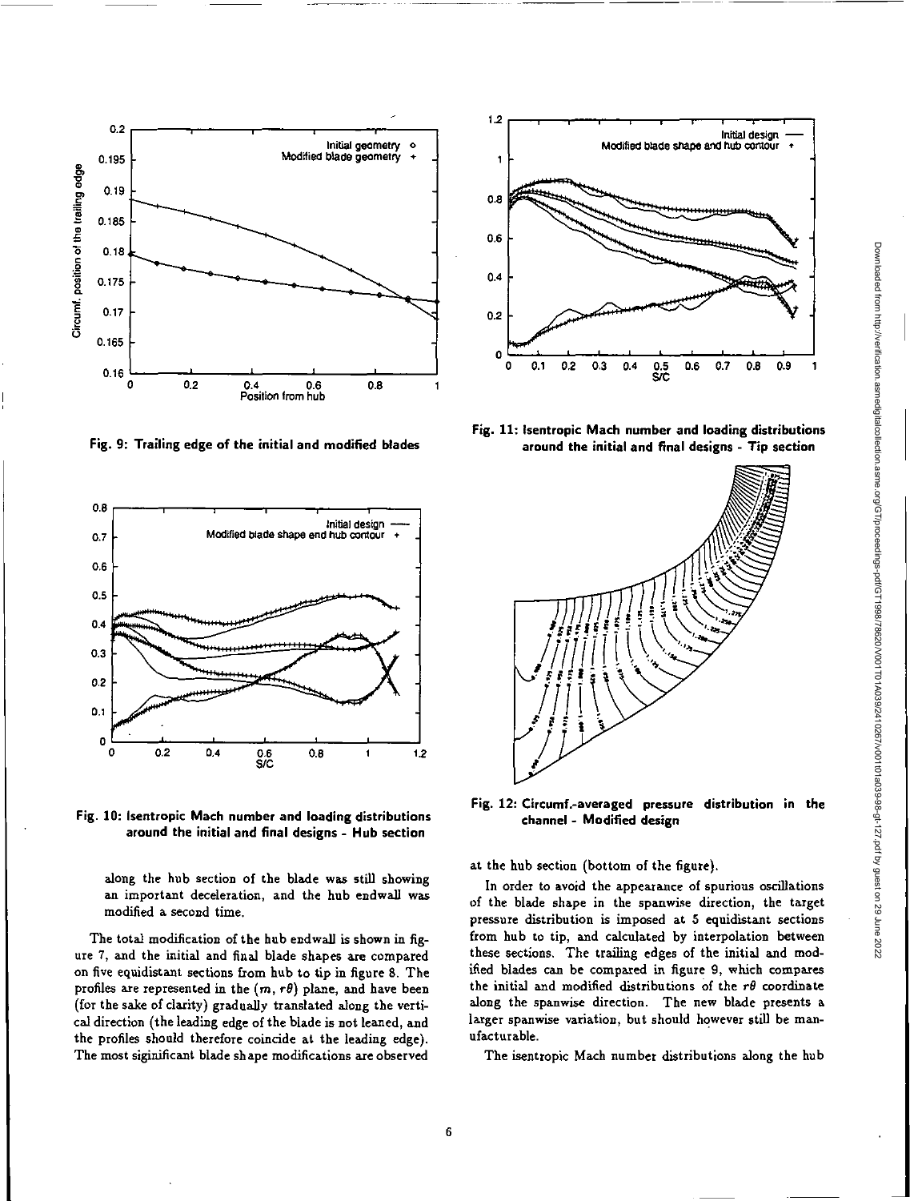Fig. 9: Trailing edge of the initial and modified blades

Fig. 10: Isentropic Mach number and loading distributions around the initial and final designs - Hub section

Fig. 11: Isentropic Mach number and loading distributions around the initial and final designs - Tip section

Fig. 12: Circumf.-averaged pressure distribution in the channel - Modified design

along the hub section of the blade was still showing an important deceleration, and the hub endwall was modified a second time.

The total modification of the hub endwall is shown in figure 7, and the initial and final blade shapes are compared on five equidistant sections from hub to tip in figure 8. The profiles are represented in the $(m, r\theta)$ plane, and have been (for the sake of clarity) gradually translated along the vertical direction (the leading edge of the blade is not leaned, and the profiles should therefore coincide at the leading edge). The most siginificant blade shape modifications are observed at the hub section (bottom of the figure).

In order to avoid the appearance of spurious oscillations of the blade shape in the spanwise direction, the target pressure distribution is imposed at 5 equidistant sections from hub to tip, and calculated by interpolation between these sections. The trailing edges of the initial and modified blades can be compared in figure 9, which compares the initial and modified distributions of the $r\theta$ coordinate along the spanwise direction. The new blade presents a larger spanwise variation, but should however still be manufacturable.

The isentropic Mach number distributions along the hub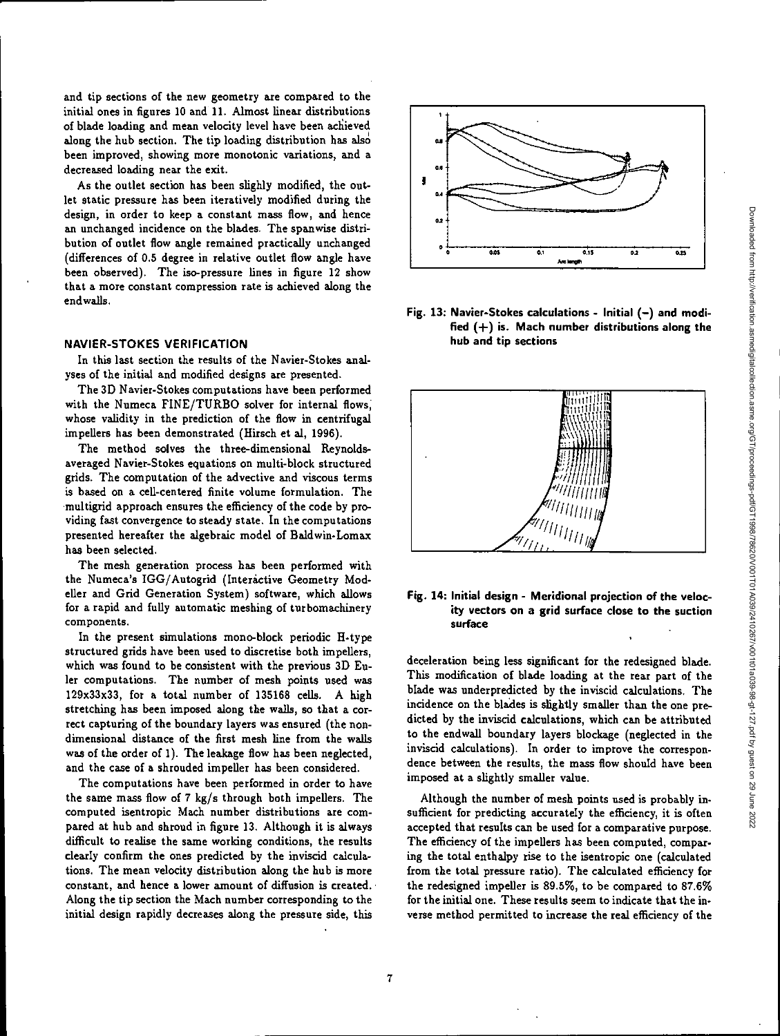and tip sections of the new geometry are compared to the initial ones in figures 10 and 11. Almost linear distributions of blade loading and mean velocity level have been achieved along the hub section. The tip loading distribution has also been improved, showing more monotonic variations, and a decreased loading near the exit.

As the outlet section has been slighly modified, the outlet static pressure has been iteratively modified during the design, in order to keep a constant mass flow, and hence an unchanged incidence on the blades. The spanwise distribution of outlet flow angle remained practically unchanged (differences of 0.5 degree in relative outlet flow angle have been observed). The iso-pressure lines in figure 12 show that a more constant compression rate is achieved along the endwalls.

## NAVIER-STOKES VERIFICATION

In this last section the results of the Navier-Stokes analyses of the initial and modified designs are presented.

The 3D Navier-Stokes computations have been performed with the Numeca FINE/TURBO solver for internal flows, whose validity in the prediction of the flow in centrifugal impellers has been demonstrated (Hirsch et al, 1996).

The method solves the three-dimensional Reynolds-averaged Navier-Stokes equations on multi-block structured grids. The computation of the advective and viscous terms is based on a cell-centered finite volume formulation. The multigrid approach ensures the efficiency of the code by providing fast convergence to steady state. In the computations presented hereafter the algebraic model of Baldwin-Lomax has been selected.

The mesh generation process has been performed with the Numeca's IGG/Autogrid (Interactive Geometry Modeller and Grid Generation System) software, which allows for a rapid and fully automatic meshing of turbomachinery components.

In the present simulations mono-block periodic H-type structured grids have been used to discretise both impellers, which was found to be consistent with the previous 3D Euler computations. The number of mesh points used was 129x33x33, for a total number of 135168 cells. A high stretching has been imposed along the walls, so that a correct capturing of the boundary layers was ensured (the non-dimensional distance of the first mesh line from the walls was of the order of 1). The leakage flow has been neglected, and the case of a shrouded impeller has been considered.

The computations have been performed in order to have the same mass flow of 7 kg/s through both impellers. The computed isentropic Mach number distributions are compared at hub and shroud in figure 13. Although it is always difficult to realise the same working conditions, the results clearly confirm the ones predicted by the inviscid calculations. The mean velocity distribution along the hub is more constant, and hence a lower amount of diffusion is created. Along the tip section the Mach number corresponding to the initial design rapidly decreases along the pressure side, this

**Fig. 13: Navier-Stokes calculations - Initial (−) and modified (+) is. Mach number distributions along the hub and tip sections**

**Fig. 14: Initial design - Meridional projection of the velocity vectors on a grid surface close to the suction surface**

deceleration being less significant for the redesigned blade. This modification of blade loading at the rear part of the blade was underpredicted by the inviscid calculations. The incidence on the blades is slightly smaller than the one predicted by the inviscid calculations, which can be attributed to the endwall boundary layers blockage (neglected in the inviscid calculations). In order to improve the correspondence between the results, the mass flow should have been imposed at a slightly smaller value.

Although the number of mesh points used is probably insufficient for predicting accurately the efficiency, it is often accepted that results can be used for a comparative purpose. The efficiency of the impellers has been computed, comparing the total enthalpy rise to the isentropic one (calculated from the total pressure ratio). The calculated efficiency for the redesigned impeller is 89.5%, to be compared to 87.6% for the initial one. These results seem to indicate that the inverse method permitted to increase the real efficiency of the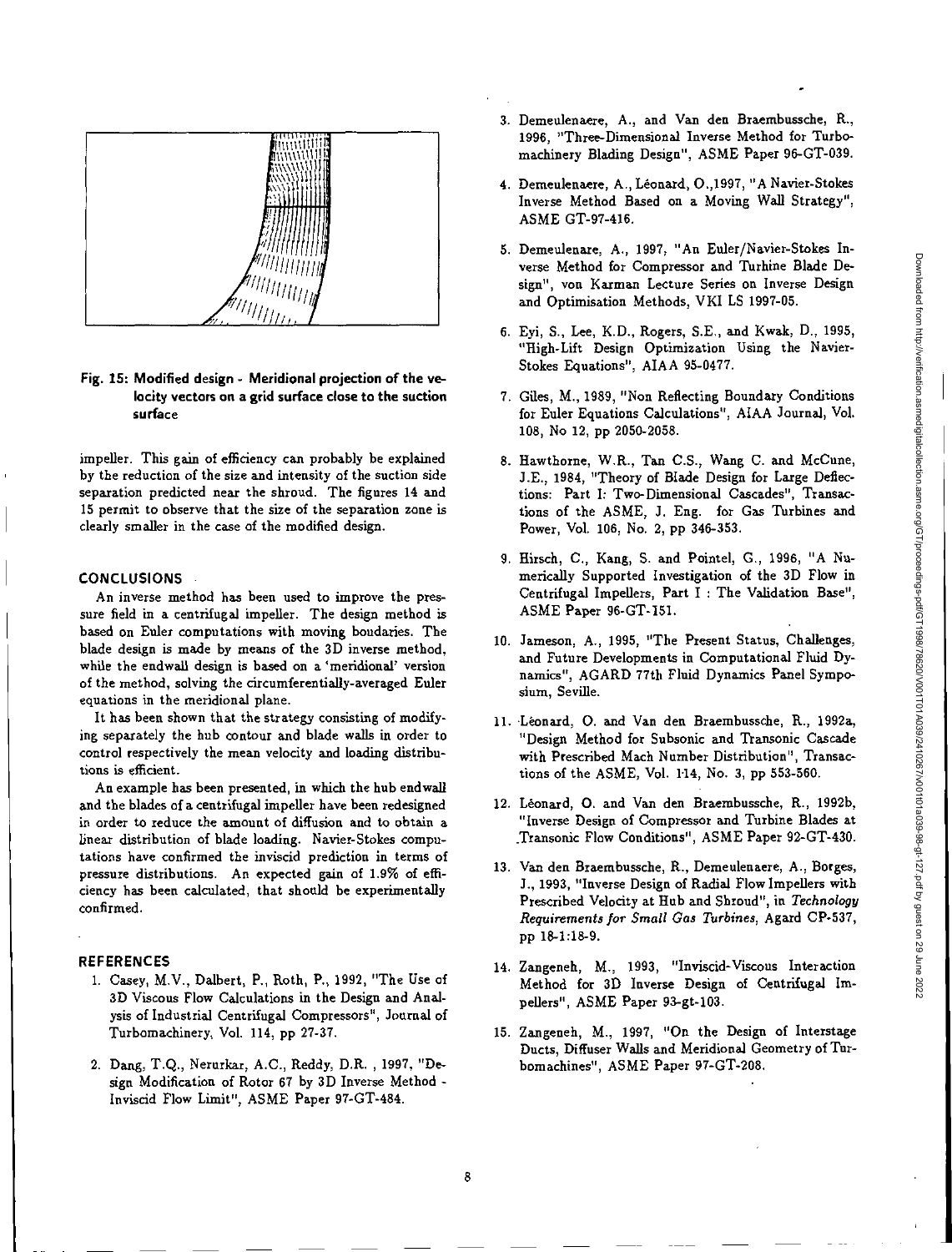Fig. 15: Modified design - Meridional projection of the velocity vectors on a grid surface close to the suction surface

impeller. This gain of efficiency can probably be explained by the reduction of the size and intensity of the suction side separation predicted near the shroud. The figures 14 and 15 permit to observe that the size of the separation zone is clearly smaller in the case of the modified design.

## CONCLUSIONS

An inverse method has been used to improve the pressure field in a centrifugal impeller. The design method is based on Euler computations with moving boudaries. The blade design is made by means of the 3D inverse method, while the endwall design is based on a 'meridional' version of the method, solving the circumferentially-averaged Euler equations in the meridional plane.

It has been shown that the strategy consisting of modifying separately the hub contour and blade walls in order to control respectively the mean velocity and loading distributions is efficient.

An example has been presented, in which the hub endwall and the blades of a centrifugal impeller have been redesigned in order to reduce the amount of diffusion and to obtain a linear distribution of blade loading. Navier-Stokes computations have confirmed the inviscid prediction in terms of pressure distributions. An expected gain of 1.9% of efficiency has been calculated, that should be experimentally confirmed.

## REFERENCES

1. Casey, M.V., Dalbert, P., Roth, P., 1992, "The Use of 3D Viscous Flow Calculations in the Design and Analysis of Industrial Centrifugal Compressors", Journal of Turbomachinery, Vol. 114, pp 27-37.
2. Dang, T.Q., Nerurkar, A.C., Reddy, D.R. , 1997, "Design Modification of Rotor 67 by 3D Inverse Method - Inviscid Flow Limit", ASME Paper 97-GT-484.
3. Demeulenaere, A., and Van den Braembussche, R., 1996, "Three-Dimensional Inverse Method for Turbomachinery Blading Design", ASME Paper 96-GT-039.
4. Demeulenaere, A., Léonard, O.,1997, "A Navier-Stokes Inverse Method Based on a Moving Wall Strategy", ASME GT-97-416.
5. Demeulenare, A., 1997, "An Euler/Navier-Stokes Inverse Method for Compressor and Turbine Blade Design", von Karman Lecture Series on Inverse Design and Optimisation Methods, VKI LS 1997-05.
6. Eyi, S., Lee, K.D., Rogers, S.E., and Kwak, D., 1995, "High-Lift Design Optimization Using the Navier-Stokes Equations", AIAA 95-0477.
7. Giles, M., 1989, "Non Reflecting Boundary Conditions for Euler Equations Calculations", AIAA Journal, Vol. 108, No 12, pp 2050-2058.
8. Hawthorne, W.R., Tan C.S., Wang C. and McCune, J.E., 1984, "Theory of Blade Design for Large Deflections: Part I: Two-Dimensional Cascades", Transactions of the ASME, J. Eng. for Gas Turbines and Power, Vol. 106, No. 2, pp 346-353.
9. Hirsch, C., Kang, S. and Pointel, G., 1996, "A Numerically Supported Investigation of the 3D Flow in Centrifugal Impellers, Part I : The Validation Base", ASME Paper 96-GT-151.
10. Jameson, A., 1995, "The Present Status, Challenges, and Future Developments in Computational Fluid Dynamics", AGARD 77th Fluid Dynamics Panel Symposium, Seville.
11. Léonard, O. and Van den Braembussche, R., 1992a, "Design Method for Subsonic and Transonic Cascade with Prescribed Mach Number Distribution", Transactions of the ASME, Vol. 114, No. 3, pp 553-560.
12. Léonard, O. and Van den Braembussche, R., 1992b, "Inverse Design of Compressor and Turbine Blades at Transonic Flow Conditions", ASME Paper 92-GT-430.
13. Van den Braembussche, R., Demeulenaere, A., Borges, J., 1993, "Inverse Design of Radial Flow Impellers with Prescribed Velocity at Hub and Shroud", in *Technology Requirements for Small Gas Turbines*, Agard CP-537, pp 18-1:18-9.
14. Zangeneh, M., 1993, "Inviscid-Viscous Interaction Method for 3D Inverse Design of Centrifugal Impellers", ASME Paper 93-gt-103.
15. Zangeneh, M., 1997, "On the Design of Interstage Ducts, Diffuser Walls and Meridional Geometry of Turbomachines", ASME Paper 97-GT-208.